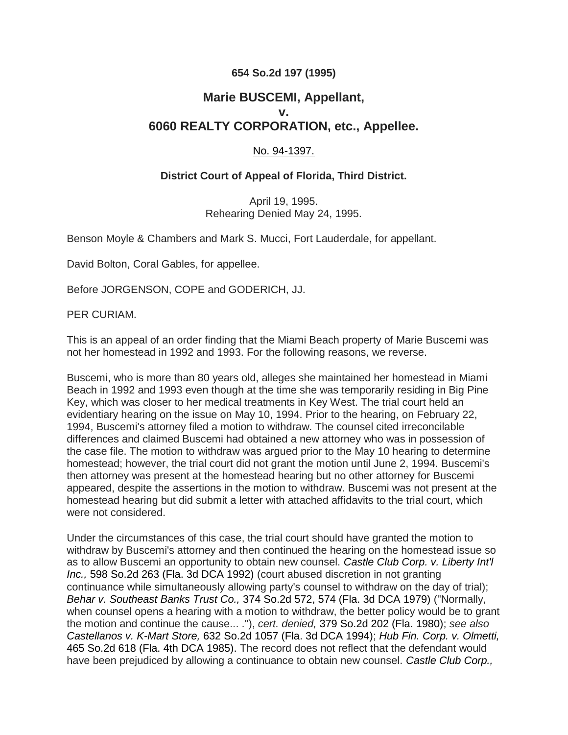**654 So.2d 197 (1995)**

# Marie BUSCEMI, Appellant, v. 6060 REALTY CORPORATION, etc., Appellee.

No. 94-1397.

**District Court of Appeal of Florida, Third District.**

April 19, 1995.
Rehearing Denied May 24, 1995.

Benson Moyle & Chambers and Mark S. Mucci, Fort Lauderdale, for appellant.

David Bolton, Coral Gables, for appellee.

Before JORGENSON, COPE and GODERICH, JJ.

PER CURIAM.

This is an appeal of an order finding that the Miami Beach property of Marie Buscemi was not her homestead in 1992 and 1993. For the following reasons, we reverse.

Buscemi, who is more than 80 years old, alleges she maintained her homestead in Miami Beach in 1992 and 1993 even though at the time she was temporarily residing in Big Pine Key, which was closer to her medical treatments in Key West. The trial court held an evidentiary hearing on the issue on May 10, 1994. Prior to the hearing, on February 22, 1994, Buscemi's attorney filed a motion to withdraw. The counsel cited irreconcilable differences and claimed Buscemi had obtained a new attorney who was in possession of the case file. The motion to withdraw was argued prior to the May 10 hearing to determine homestead; however, the trial court did not grant the motion until June 2, 1994. Buscemi's then attorney was present at the homestead hearing but no other attorney for Buscemi appeared, despite the assertions in the motion to withdraw. Buscemi was not present at the homestead hearing but did submit a letter with attached affidavits to the trial court, which were not considered.

Under the circumstances of this case, the trial court should have granted the motion to withdraw by Buscemi's attorney and then continued the hearing on the homestead issue so as to allow Buscemi an opportunity to obtain new counsel. *Castle Club Corp. v. Liberty Int'l Inc.,* 598 So.2d 263 (Fla. 3d DCA 1992) (court abused discretion in not granting continuance while simultaneously allowing party's counsel to withdraw on the day of trial); *Behar v. Southeast Banks Trust Co.,* 374 So.2d 572, 574 (Fla. 3d DCA 1979) ("Normally, when counsel opens a hearing with a motion to withdraw, the better policy would be to grant the motion and continue the cause... ."), *cert. denied,* 379 So.2d 202 (Fla. 1980); *see also Castellanos v. K-Mart Store,* 632 So.2d 1057 (Fla. 3d DCA 1994); *Hub Fin. Corp. v. Olmetti,* 465 So.2d 618 (Fla. 4th DCA 1985). The record does not reflect that the defendant would have been prejudiced by allowing a continuance to obtain new counsel. *Castle Club Corp.,*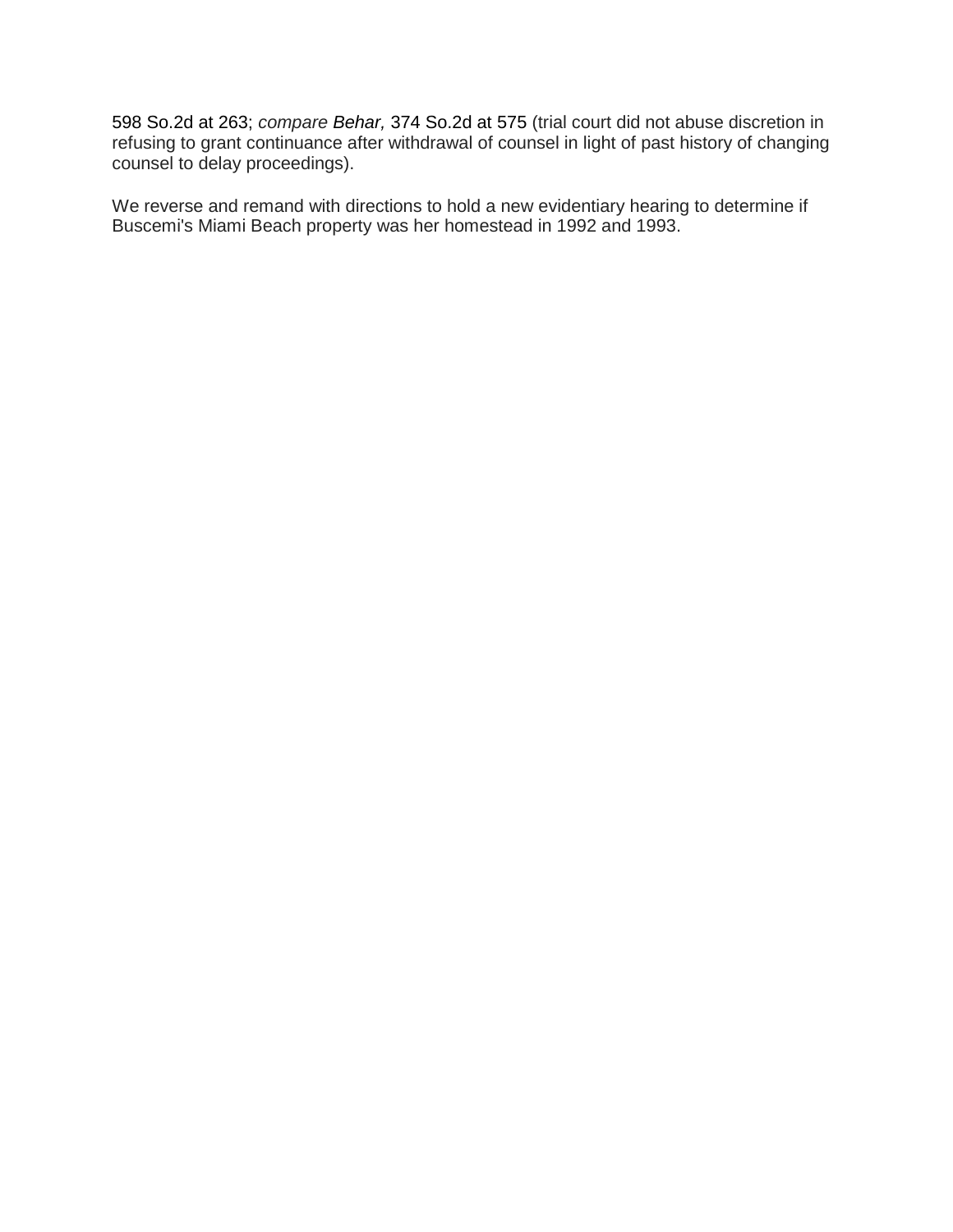598 So.2d at 263; *compare Behar,* 374 So.2d at 575 (trial court did not abuse discretion in refusing to grant continuance after withdrawal of counsel in light of past history of changing counsel to delay proceedings).

We reverse and remand with directions to hold a new evidentiary hearing to determine if Buscemi's Miami Beach property was her homestead in 1992 and 1993.